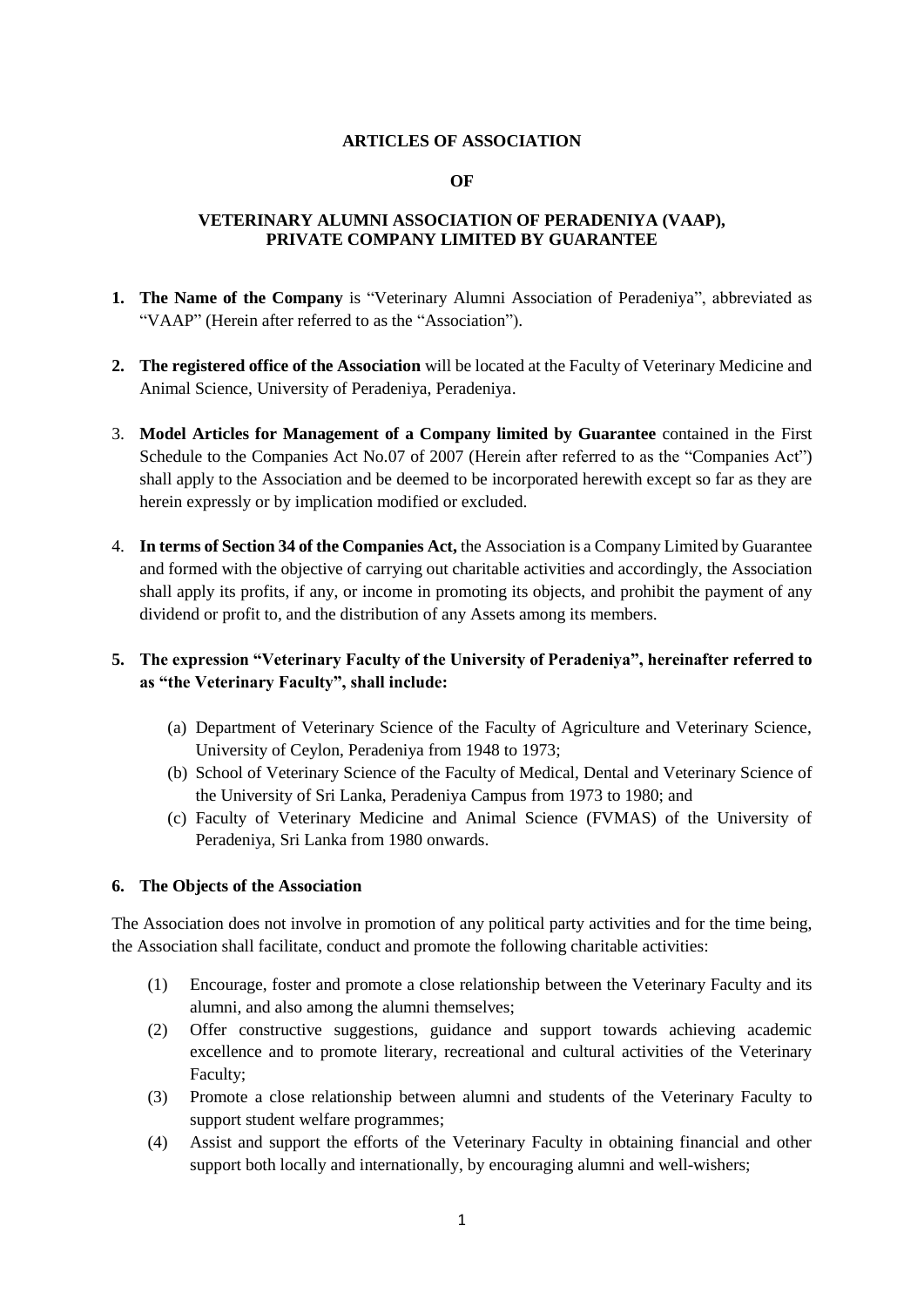# ARTICLES OF ASSOCIATION

# OF

# VETERINARY ALUMNI ASSOCIATION OF PERADENIYA (VAAP), PRIVATE COMPANY LIMITED BY GUARANTEE

1. **The Name of the Company** is "Veterinary Alumni Association of Peradeniya", abbreviated as "VAAP" (Herein after referred to as the "Association").

2. **The registered office of the Association** will be located at the Faculty of Veterinary Medicine and Animal Science, University of Peradeniya, Peradeniya.

3. **Model Articles for Management of a Company limited by Guarantee** contained in the First Schedule to the Companies Act No.07 of 2007 (Herein after referred to as the "Companies Act") shall apply to the Association and be deemed to be incorporated herewith except so far as they are herein expressly or by implication modified or excluded.

4. **In terms of Section 34 of the Companies Act,** the Association is a Company Limited by Guarantee and formed with the objective of carrying out charitable activities and accordingly, the Association shall apply its profits, if any, or income in promoting its objects, and prohibit the payment of any dividend or profit to, and the distribution of any Assets among its members.

5. **The expression "Veterinary Faculty of the University of Peradeniya", hereinafter referred to as "the Veterinary Faculty", shall include:**

   (a) Department of Veterinary Science of the Faculty of Agriculture and Veterinary Science, University of Ceylon, Peradeniya from 1948 to 1973;
   (b) School of Veterinary Science of the Faculty of Medical, Dental and Veterinary Science of the University of Sri Lanka, Peradeniya Campus from 1973 to 1980; and
   (c) Faculty of Veterinary Medicine and Animal Science (FVMAS) of the University of Peradeniya, Sri Lanka from 1980 onwards.

**6. The Objects of the Association**

The Association does not involve in promotion of any political party activities and for the time being, the Association shall facilitate, conduct and promote the following charitable activities:

(1) Encourage, foster and promote a close relationship between the Veterinary Faculty and its alumni, and also among the alumni themselves;
(2) Offer constructive suggestions, guidance and support towards achieving academic excellence and to promote literary, recreational and cultural activities of the Veterinary Faculty;
(3) Promote a close relationship between alumni and students of the Veterinary Faculty to support student welfare programmes;
(4) Assist and support the efforts of the Veterinary Faculty in obtaining financial and other support both locally and internationally, by encouraging alumni and well-wishers;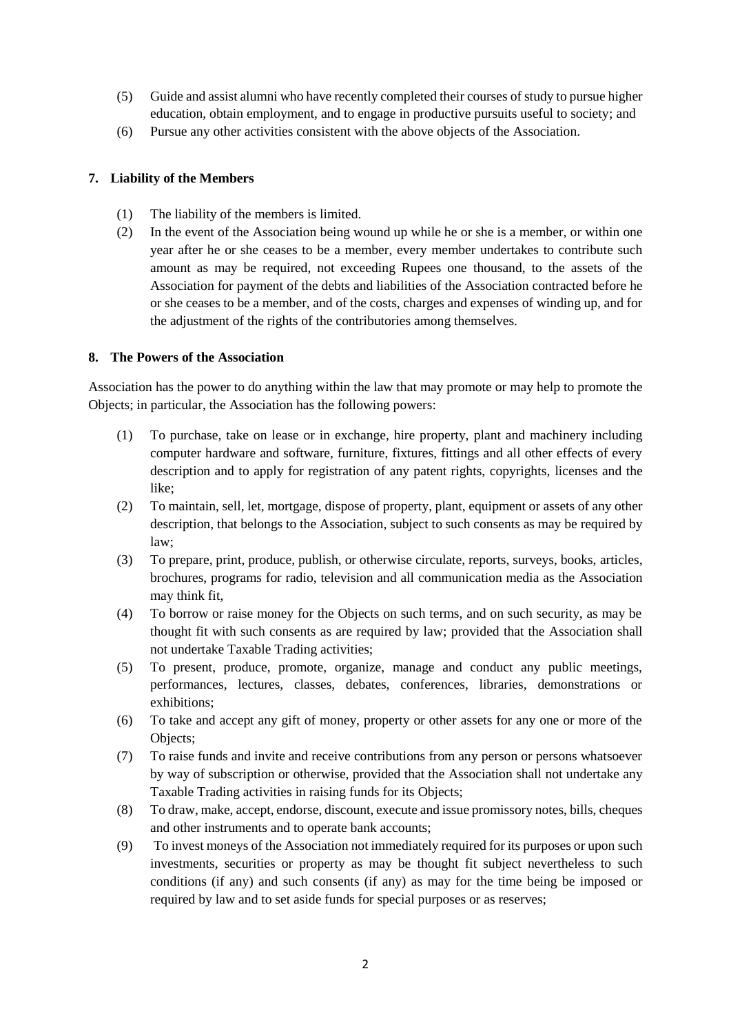(5) Guide and assist alumni who have recently completed their courses of study to pursue higher education, obtain employment, and to engage in productive pursuits useful to society; and

(6) Pursue any other activities consistent with the above objects of the Association.

## 7. Liability of the Members

(1) The liability of the members is limited.

(2) In the event of the Association being wound up while he or she is a member, or within one year after he or she ceases to be a member, every member undertakes to contribute such amount as may be required, not exceeding Rupees one thousand, to the assets of the Association for payment of the debts and liabilities of the Association contracted before he or she ceases to be a member, and of the costs, charges and expenses of winding up, and for the adjustment of the rights of the contributories among themselves.

## 8. The Powers of the Association

Association has the power to do anything within the law that may promote or may help to promote the Objects; in particular, the Association has the following powers:

(1) To purchase, take on lease or in exchange, hire property, plant and machinery including computer hardware and software, furniture, fixtures, fittings and all other effects of every description and to apply for registration of any patent rights, copyrights, licenses and the like;

(2) To maintain, sell, let, mortgage, dispose of property, plant, equipment or assets of any other description, that belongs to the Association, subject to such consents as may be required by law;

(3) To prepare, print, produce, publish, or otherwise circulate, reports, surveys, books, articles, brochures, programs for radio, television and all communication media as the Association may think fit,

(4) To borrow or raise money for the Objects on such terms, and on such security, as may be thought fit with such consents as are required by law; provided that the Association shall not undertake Taxable Trading activities;

(5) To present, produce, promote, organize, manage and conduct any public meetings, performances, lectures, classes, debates, conferences, libraries, demonstrations or exhibitions;

(6) To take and accept any gift of money, property or other assets for any one or more of the Objects;

(7) To raise funds and invite and receive contributions from any person or persons whatsoever by way of subscription or otherwise, provided that the Association shall not undertake any Taxable Trading activities in raising funds for its Objects;

(8) To draw, make, accept, endorse, discount, execute and issue promissory notes, bills, cheques and other instruments and to operate bank accounts;

(9) To invest moneys of the Association not immediately required for its purposes or upon such investments, securities or property as may be thought fit subject nevertheless to such conditions (if any) and such consents (if any) as may for the time being be imposed or required by law and to set aside funds for special purposes or as reserves;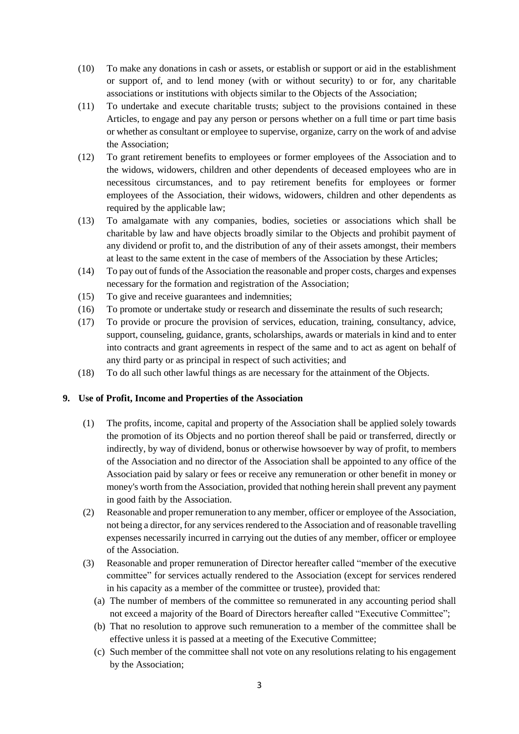(10) To make any donations in cash or assets, or establish or support or aid in the establishment or support of, and to lend money (with or without security) to or for, any charitable associations or institutions with objects similar to the Objects of the Association;

(11) To undertake and execute charitable trusts; subject to the provisions contained in these Articles, to engage and pay any person or persons whether on a full time or part time basis or whether as consultant or employee to supervise, organize, carry on the work of and advise the Association;

(12) To grant retirement benefits to employees or former employees of the Association and to the widows, widowers, children and other dependents of deceased employees who are in necessitous circumstances, and to pay retirement benefits for employees or former employees of the Association, their widows, widowers, children and other dependents as required by the applicable law;

(13) To amalgamate with any companies, bodies, societies or associations which shall be charitable by law and have objects broadly similar to the Objects and prohibit payment of any dividend or profit to, and the distribution of any of their assets amongst, their members at least to the same extent in the case of members of the Association by these Articles;

(14) To pay out of funds of the Association the reasonable and proper costs, charges and expenses necessary for the formation and registration of the Association;

(15) To give and receive guarantees and indemnities;

(16) To promote or undertake study or research and disseminate the results of such research;

(17) To provide or procure the provision of services, education, training, consultancy, advice, support, counseling, guidance, grants, scholarships, awards or materials in kind and to enter into contracts and grant agreements in respect of the same and to act as agent on behalf of any third party or as principal in respect of such activities; and

(18) To do all such other lawful things as are necessary for the attainment of the Objects.

**9. Use of Profit, Income and Properties of the Association**

(1) The profits, income, capital and property of the Association shall be applied solely towards the promotion of its Objects and no portion thereof shall be paid or transferred, directly or indirectly, by way of dividend, bonus or otherwise howsoever by way of profit, to members of the Association and no director of the Association shall be appointed to any office of the Association paid by salary or fees or receive any remuneration or other benefit in money or money's worth from the Association, provided that nothing herein shall prevent any payment in good faith by the Association.

(2) Reasonable and proper remuneration to any member, officer or employee of the Association, not being a director, for any services rendered to the Association and of reasonable travelling expenses necessarily incurred in carrying out the duties of any member, officer or employee of the Association.

(3) Reasonable and proper remuneration of Director hereafter called "member of the executive committee" for services actually rendered to the Association (except for services rendered in his capacity as a member of the committee or trustee), provided that:

(a) The number of members of the committee so remunerated in any accounting period shall not exceed a majority of the Board of Directors hereafter called "Executive Committee";

(b) That no resolution to approve such remuneration to a member of the committee shall be effective unless it is passed at a meeting of the Executive Committee;

(c) Such member of the committee shall not vote on any resolutions relating to his engagement by the Association;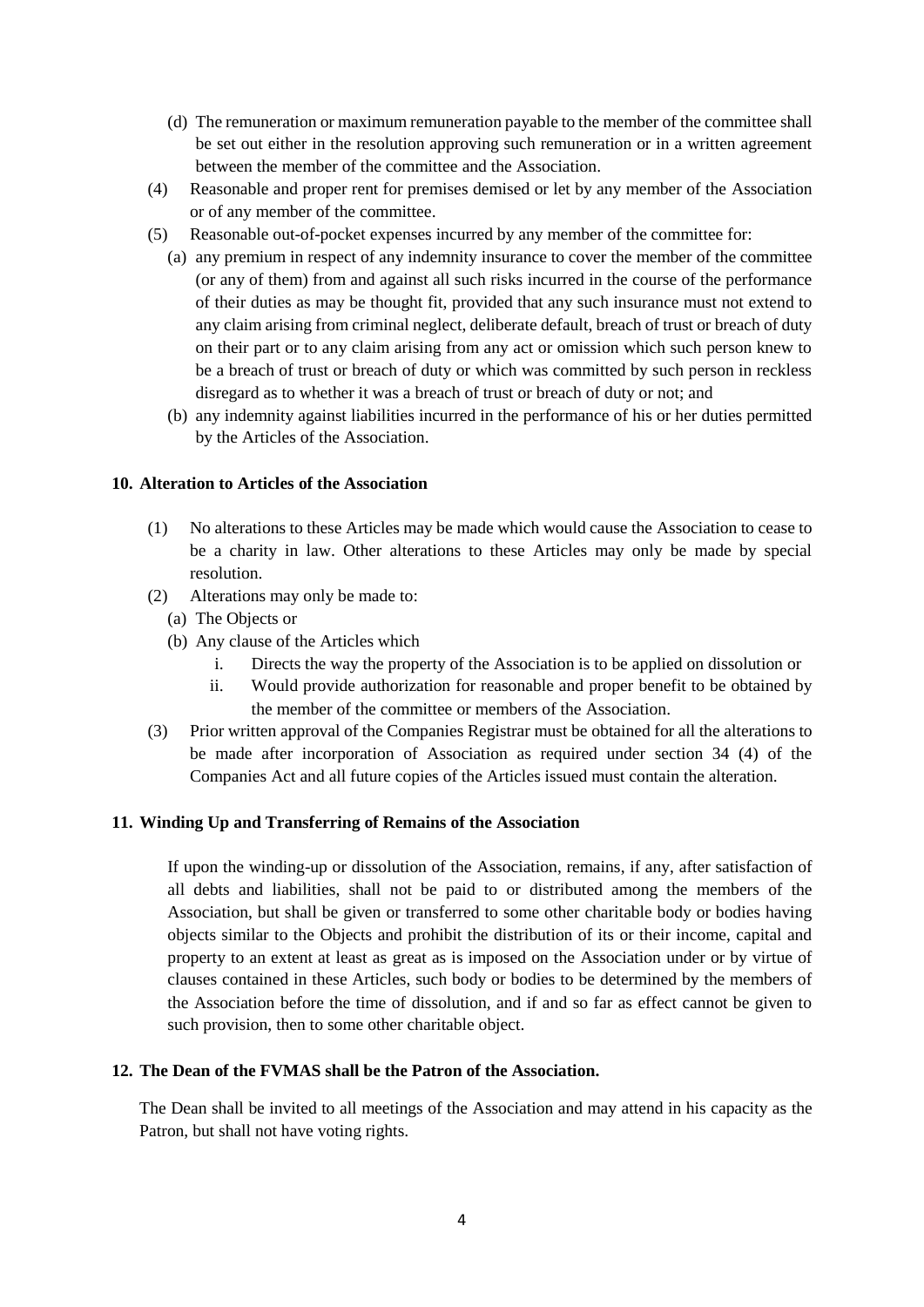(d) The remuneration or maximum remuneration payable to the member of the committee shall be set out either in the resolution approving such remuneration or in a written agreement between the member of the committee and the Association.

(4) Reasonable and proper rent for premises demised or let by any member of the Association or of any member of the committee.

(5) Reasonable out-of-pocket expenses incurred by any member of the committee for:

(a) any premium in respect of any indemnity insurance to cover the member of the committee (or any of them) from and against all such risks incurred in the course of the performance of their duties as may be thought fit, provided that any such insurance must not extend to any claim arising from criminal neglect, deliberate default, breach of trust or breach of duty on their part or to any claim arising from any act or omission which such person knew to be a breach of trust or breach of duty or which was committed by such person in reckless disregard as to whether it was a breach of trust or breach of duty or not; and

(b) any indemnity against liabilities incurred in the performance of his or her duties permitted by the Articles of the Association.

**10. Alteration to Articles of the Association**

(1) No alterations to these Articles may be made which would cause the Association to cease to be a charity in law. Other alterations to these Articles may only be made by special resolution.

(2) Alterations may only be made to:

(a) The Objects or

(b) Any clause of the Articles which

i. Directs the way the property of the Association is to be applied on dissolution or

ii. Would provide authorization for reasonable and proper benefit to be obtained by the member of the committee or members of the Association.

(3) Prior written approval of the Companies Registrar must be obtained for all the alterations to be made after incorporation of Association as required under section 34 (4) of the Companies Act and all future copies of the Articles issued must contain the alteration.

**11. Winding Up and Transferring of Remains of the Association**

If upon the winding-up or dissolution of the Association, remains, if any, after satisfaction of all debts and liabilities, shall not be paid to or distributed among the members of the Association, but shall be given or transferred to some other charitable body or bodies having objects similar to the Objects and prohibit the distribution of its or their income, capital and property to an extent at least as great as is imposed on the Association under or by virtue of clauses contained in these Articles, such body or bodies to be determined by the members of the Association before the time of dissolution, and if and so far as effect cannot be given to such provision, then to some other charitable object.

**12. The Dean of the FVMAS shall be the Patron of the Association.**

The Dean shall be invited to all meetings of the Association and may attend in his capacity as the Patron, but shall not have voting rights.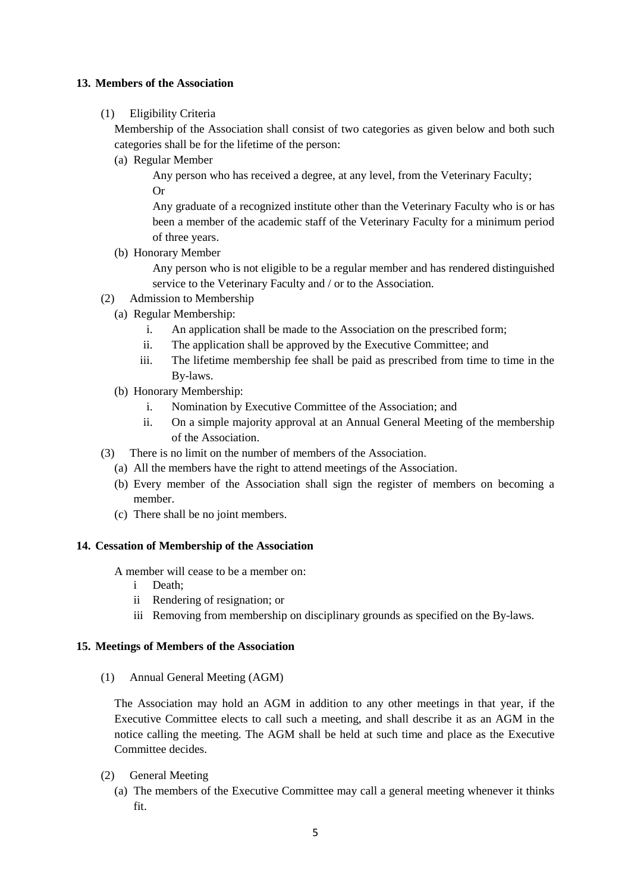## 13. Members of the Association

(1) Eligibility Criteria

Membership of the Association shall consist of two categories as given below and both such categories shall be for the lifetime of the person:

(a) Regular Member

Any person who has received a degree, at any level, from the Veterinary Faculty;

Or

Any graduate of a recognized institute other than the Veterinary Faculty who is or has been a member of the academic staff of the Veterinary Faculty for a minimum period of three years.

(b) Honorary Member

Any person who is not eligible to be a regular member and has rendered distinguished service to the Veterinary Faculty and / or to the Association.

(2) Admission to Membership

(a) Regular Membership:

i. An application shall be made to the Association on the prescribed form;
ii. The application shall be approved by the Executive Committee; and
iii. The lifetime membership fee shall be paid as prescribed from time to time in the By-laws.

(b) Honorary Membership:

i. Nomination by Executive Committee of the Association; and
ii. On a simple majority approval at an Annual General Meeting of the membership of the Association.

(3) There is no limit on the number of members of the Association.

(a) All the members have the right to attend meetings of the Association.
(b) Every member of the Association shall sign the register of members on becoming a member.
(c) There shall be no joint members.

## 14. Cessation of Membership of the Association

A member will cease to be a member on:

i Death;
ii Rendering of resignation; or
iii Removing from membership on disciplinary grounds as specified on the By-laws.

## 15. Meetings of Members of the Association

(1) Annual General Meeting (AGM)

The Association may hold an AGM in addition to any other meetings in that year, if the Executive Committee elects to call such a meeting, and shall describe it as an AGM in the notice calling the meeting. The AGM shall be held at such time and place as the Executive Committee decides.

(2) General Meeting

(a) The members of the Executive Committee may call a general meeting whenever it thinks fit.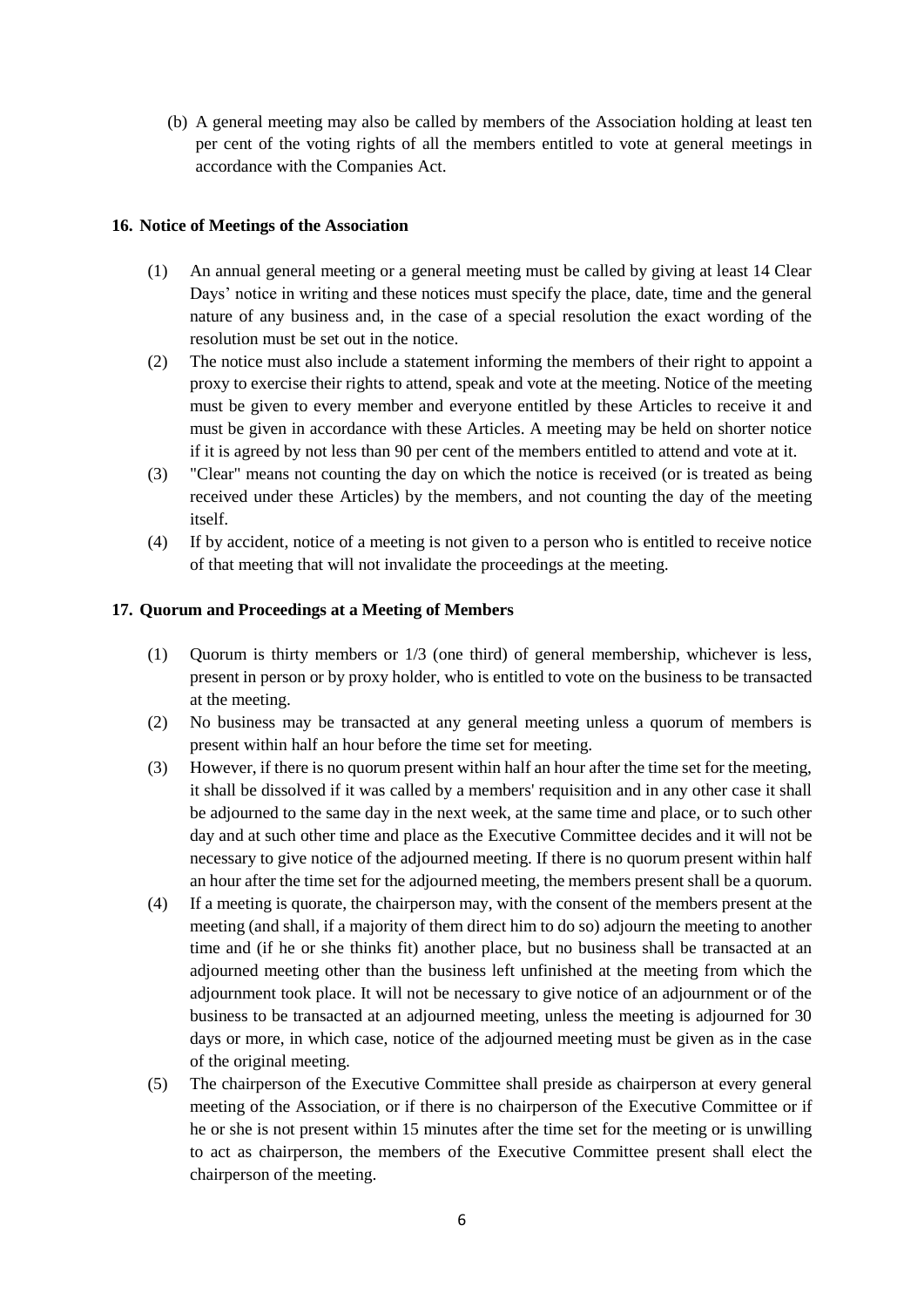(b) A general meeting may also be called by members of the Association holding at least ten per cent of the voting rights of all the members entitled to vote at general meetings in accordance with the Companies Act.

**16. Notice of Meetings of the Association**

(1) An annual general meeting or a general meeting must be called by giving at least 14 Clear Days' notice in writing and these notices must specify the place, date, time and the general nature of any business and, in the case of a special resolution the exact wording of the resolution must be set out in the notice.

(2) The notice must also include a statement informing the members of their right to appoint a proxy to exercise their rights to attend, speak and vote at the meeting. Notice of the meeting must be given to every member and everyone entitled by these Articles to receive it and must be given in accordance with these Articles. A meeting may be held on shorter notice if it is agreed by not less than 90 per cent of the members entitled to attend and vote at it.

(3) "Clear" means not counting the day on which the notice is received (or is treated as being received under these Articles) by the members, and not counting the day of the meeting itself.

(4) If by accident, notice of a meeting is not given to a person who is entitled to receive notice of that meeting that will not invalidate the proceedings at the meeting.

**17. Quorum and Proceedings at a Meeting of Members**

(1) Quorum is thirty members or 1/3 (one third) of general membership, whichever is less, present in person or by proxy holder, who is entitled to vote on the business to be transacted at the meeting.

(2) No business may be transacted at any general meeting unless a quorum of members is present within half an hour before the time set for meeting.

(3) However, if there is no quorum present within half an hour after the time set for the meeting, it shall be dissolved if it was called by a members' requisition and in any other case it shall be adjourned to the same day in the next week, at the same time and place, or to such other day and at such other time and place as the Executive Committee decides and it will not be necessary to give notice of the adjourned meeting. If there is no quorum present within half an hour after the time set for the adjourned meeting, the members present shall be a quorum.

(4) If a meeting is quorate, the chairperson may, with the consent of the members present at the meeting (and shall, if a majority of them direct him to do so) adjourn the meeting to another time and (if he or she thinks fit) another place, but no business shall be transacted at an adjourned meeting other than the business left unfinished at the meeting from which the adjournment took place. It will not be necessary to give notice of an adjournment or of the business to be transacted at an adjourned meeting, unless the meeting is adjourned for 30 days or more, in which case, notice of the adjourned meeting must be given as in the case of the original meeting.

(5) The chairperson of the Executive Committee shall preside as chairperson at every general meeting of the Association, or if there is no chairperson of the Executive Committee or if he or she is not present within 15 minutes after the time set for the meeting or is unwilling to act as chairperson, the members of the Executive Committee present shall elect the chairperson of the meeting.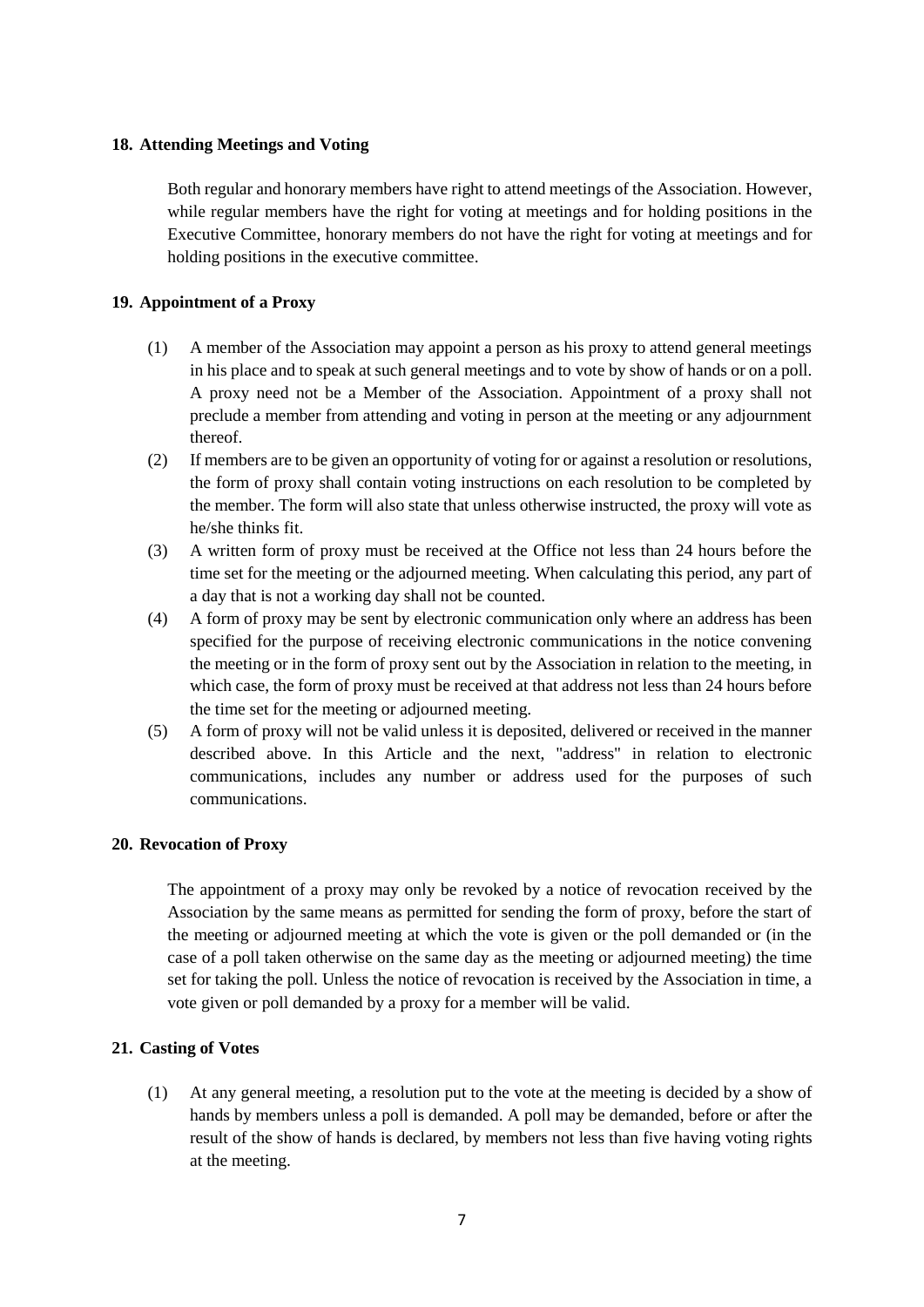## 18. Attending Meetings and Voting

Both regular and honorary members have right to attend meetings of the Association. However, while regular members have the right for voting at meetings and for holding positions in the Executive Committee, honorary members do not have the right for voting at meetings and for holding positions in the executive committee.

## 19. Appointment of a Proxy

(1) A member of the Association may appoint a person as his proxy to attend general meetings in his place and to speak at such general meetings and to vote by show of hands or on a poll. A proxy need not be a Member of the Association. Appointment of a proxy shall not preclude a member from attending and voting in person at the meeting or any adjournment thereof.

(2) If members are to be given an opportunity of voting for or against a resolution or resolutions, the form of proxy shall contain voting instructions on each resolution to be completed by the member. The form will also state that unless otherwise instructed, the proxy will vote as he/she thinks fit.

(3) A written form of proxy must be received at the Office not less than 24 hours before the time set for the meeting or the adjourned meeting. When calculating this period, any part of a day that is not a working day shall not be counted.

(4) A form of proxy may be sent by electronic communication only where an address has been specified for the purpose of receiving electronic communications in the notice convening the meeting or in the form of proxy sent out by the Association in relation to the meeting, in which case, the form of proxy must be received at that address not less than 24 hours before the time set for the meeting or adjourned meeting.

(5) A form of proxy will not be valid unless it is deposited, delivered or received in the manner described above. In this Article and the next, "address" in relation to electronic communications, includes any number or address used for the purposes of such communications.

## 20. Revocation of Proxy

The appointment of a proxy may only be revoked by a notice of revocation received by the Association by the same means as permitted for sending the form of proxy, before the start of the meeting or adjourned meeting at which the vote is given or the poll demanded or (in the case of a poll taken otherwise on the same day as the meeting or adjourned meeting) the time set for taking the poll. Unless the notice of revocation is received by the Association in time, a vote given or poll demanded by a proxy for a member will be valid.

## 21. Casting of Votes

(1) At any general meeting, a resolution put to the vote at the meeting is decided by a show of hands by members unless a poll is demanded. A poll may be demanded, before or after the result of the show of hands is declared, by members not less than five having voting rights at the meeting.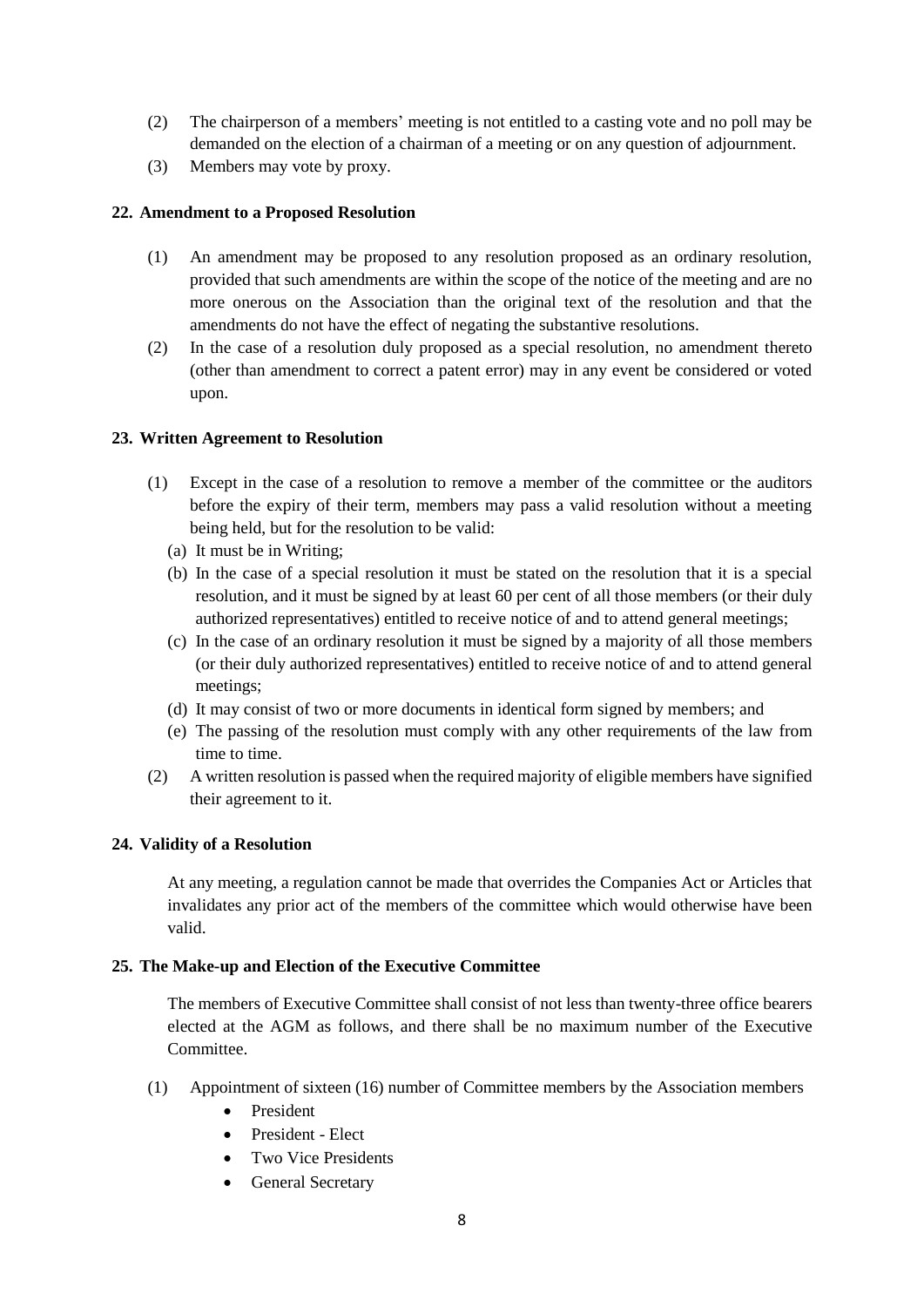(2) The chairperson of a members' meeting is not entitled to a casting vote and no poll may be demanded on the election of a chairman of a meeting or on any question of adjournment.

(3) Members may vote by proxy.

## 22. Amendment to a Proposed Resolution

(1) An amendment may be proposed to any resolution proposed as an ordinary resolution, provided that such amendments are within the scope of the notice of the meeting and are no more onerous on the Association than the original text of the resolution and that the amendments do not have the effect of negating the substantive resolutions.

(2) In the case of a resolution duly proposed as a special resolution, no amendment thereto (other than amendment to correct a patent error) may in any event be considered or voted upon.

## 23. Written Agreement to Resolution

(1) Except in the case of a resolution to remove a member of the committee or the auditors before the expiry of their term, members may pass a valid resolution without a meeting being held, but for the resolution to be valid:

  (a) It must be in Writing;

  (b) In the case of a special resolution it must be stated on the resolution that it is a special resolution, and it must be signed by at least 60 per cent of all those members (or their duly authorized representatives) entitled to receive notice of and to attend general meetings;

  (c) In the case of an ordinary resolution it must be signed by a majority of all those members (or their duly authorized representatives) entitled to receive notice of and to attend general meetings;

  (d) It may consist of two or more documents in identical form signed by members; and

  (e) The passing of the resolution must comply with any other requirements of the law from time to time.

(2) A written resolution is passed when the required majority of eligible members have signified their agreement to it.

## 24. Validity of a Resolution

At any meeting, a regulation cannot be made that overrides the Companies Act or Articles that invalidates any prior act of the members of the committee which would otherwise have been valid.

## 25. The Make-up and Election of the Executive Committee

The members of Executive Committee shall consist of not less than twenty-three office bearers elected at the AGM as follows, and there shall be no maximum number of the Executive Committee.

(1) Appointment of sixteen (16) number of Committee members by the Association members

- President
- President - Elect
- Two Vice Presidents
- General Secretary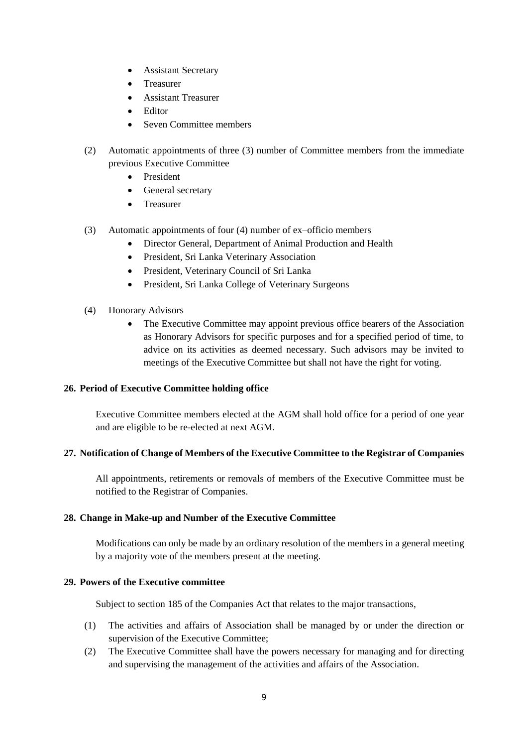- Assistant Secretary
- Treasurer
- Assistant Treasurer
- Editor
- Seven Committee members

(2) Automatic appointments of three (3) number of Committee members from the immediate previous Executive Committee

- President
- General secretary
- Treasurer

(3) Automatic appointments of four (4) number of ex–officio members

- Director General, Department of Animal Production and Health
- President, Sri Lanka Veterinary Association
- President, Veterinary Council of Sri Lanka
- President, Sri Lanka College of Veterinary Surgeons

(4) Honorary Advisors

- The Executive Committee may appoint previous office bearers of the Association as Honorary Advisors for specific purposes and for a specified period of time, to advice on its activities as deemed necessary. Such advisors may be invited to meetings of the Executive Committee but shall not have the right for voting.

**26. Period of Executive Committee holding office**

Executive Committee members elected at the AGM shall hold office for a period of one year and are eligible to be re-elected at next AGM.

**27. Notification of Change of Members of the Executive Committee to the Registrar of Companies**

All appointments, retirements or removals of members of the Executive Committee must be notified to the Registrar of Companies.

**28. Change in Make-up and Number of the Executive Committee**

Modifications can only be made by an ordinary resolution of the members in a general meeting by a majority vote of the members present at the meeting.

**29. Powers of the Executive committee**

Subject to section 185 of the Companies Act that relates to the major transactions,

(1) The activities and affairs of Association shall be managed by or under the direction or supervision of the Executive Committee;

(2) The Executive Committee shall have the powers necessary for managing and for directing and supervising the management of the activities and affairs of the Association.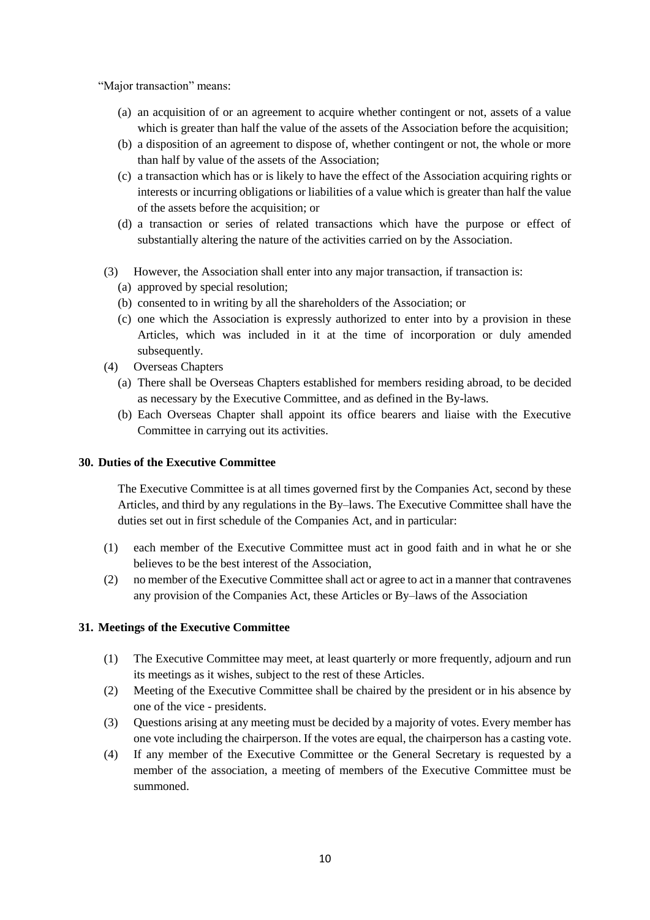"Major transaction" means:

(a) an acquisition of or an agreement to acquire whether contingent or not, assets of a value which is greater than half the value of the assets of the Association before the acquisition;

(b) a disposition of an agreement to dispose of, whether contingent or not, the whole or more than half by value of the assets of the Association;

(c) a transaction which has or is likely to have the effect of the Association acquiring rights or interests or incurring obligations or liabilities of a value which is greater than half the value of the assets before the acquisition; or

(d) a transaction or series of related transactions which have the purpose or effect of substantially altering the nature of the activities carried on by the Association.

(3) However, the Association shall enter into any major transaction, if transaction is:

(a) approved by special resolution;

(b) consented to in writing by all the shareholders of the Association; or

(c) one which the Association is expressly authorized to enter into by a provision in these Articles, which was included in it at the time of incorporation or duly amended subsequently.

(4) Overseas Chapters

(a) There shall be Overseas Chapters established for members residing abroad, to be decided as necessary by the Executive Committee, and as defined in the By-laws.

(b) Each Overseas Chapter shall appoint its office bearers and liaise with the Executive Committee in carrying out its activities.

**30. Duties of the Executive Committee**

The Executive Committee is at all times governed first by the Companies Act, second by these Articles, and third by any regulations in the By–laws. The Executive Committee shall have the duties set out in first schedule of the Companies Act, and in particular:

(1) each member of the Executive Committee must act in good faith and in what he or she believes to be the best interest of the Association,

(2) no member of the Executive Committee shall act or agree to act in a manner that contravenes any provision of the Companies Act, these Articles or By–laws of the Association

**31. Meetings of the Executive Committee**

(1) The Executive Committee may meet, at least quarterly or more frequently, adjourn and run its meetings as it wishes, subject to the rest of these Articles.

(2) Meeting of the Executive Committee shall be chaired by the president or in his absence by one of the vice - presidents.

(3) Questions arising at any meeting must be decided by a majority of votes. Every member has one vote including the chairperson. If the votes are equal, the chairperson has a casting vote.

(4) If any member of the Executive Committee or the General Secretary is requested by a member of the association, a meeting of members of the Executive Committee must be summoned.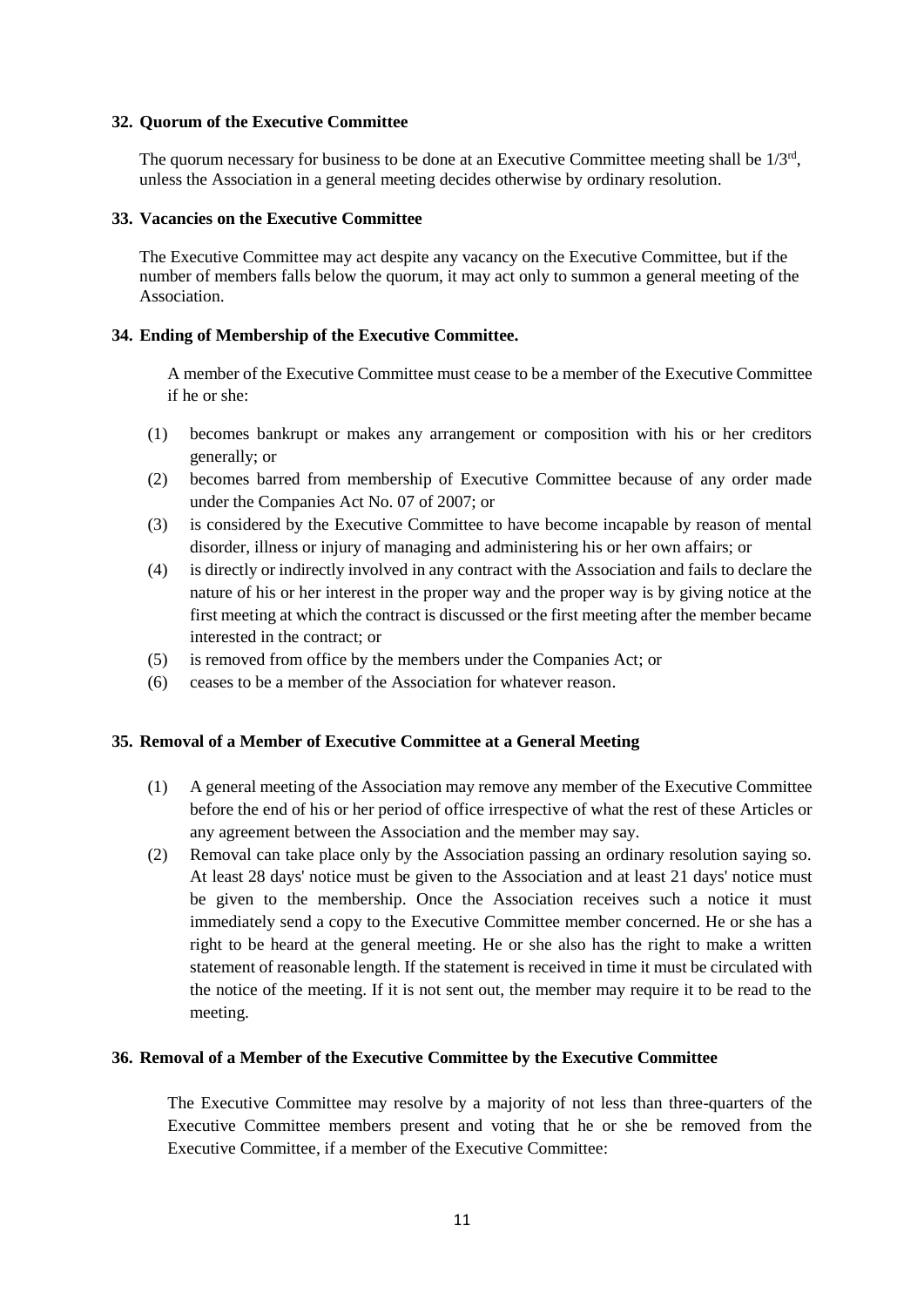## 32. Quorum of the Executive Committee

The quorum necessary for business to be done at an Executive Committee meeting shall be 1/3rd, unless the Association in a general meeting decides otherwise by ordinary resolution.

## 33. Vacancies on the Executive Committee

The Executive Committee may act despite any vacancy on the Executive Committee, but if the number of members falls below the quorum, it may act only to summon a general meeting of the Association.

## 34. Ending of Membership of the Executive Committee.

A member of the Executive Committee must cease to be a member of the Executive Committee if he or she:

(1) becomes bankrupt or makes any arrangement or composition with his or her creditors generally; or

(2) becomes barred from membership of Executive Committee because of any order made under the Companies Act No. 07 of 2007; or

(3) is considered by the Executive Committee to have become incapable by reason of mental disorder, illness or injury of managing and administering his or her own affairs; or

(4) is directly or indirectly involved in any contract with the Association and fails to declare the nature of his or her interest in the proper way and the proper way is by giving notice at the first meeting at which the contract is discussed or the first meeting after the member became interested in the contract; or

(5) is removed from office by the members under the Companies Act; or

(6) ceases to be a member of the Association for whatever reason.

## 35. Removal of a Member of Executive Committee at a General Meeting

(1) A general meeting of the Association may remove any member of the Executive Committee before the end of his or her period of office irrespective of what the rest of these Articles or any agreement between the Association and the member may say.

(2) Removal can take place only by the Association passing an ordinary resolution saying so. At least 28 days' notice must be given to the Association and at least 21 days' notice must be given to the membership. Once the Association receives such a notice it must immediately send a copy to the Executive Committee member concerned. He or she has a right to be heard at the general meeting. He or she also has the right to make a written statement of reasonable length. If the statement is received in time it must be circulated with the notice of the meeting. If it is not sent out, the member may require it to be read to the meeting.

## 36. Removal of a Member of the Executive Committee by the Executive Committee

The Executive Committee may resolve by a majority of not less than three-quarters of the Executive Committee members present and voting that he or she be removed from the Executive Committee, if a member of the Executive Committee: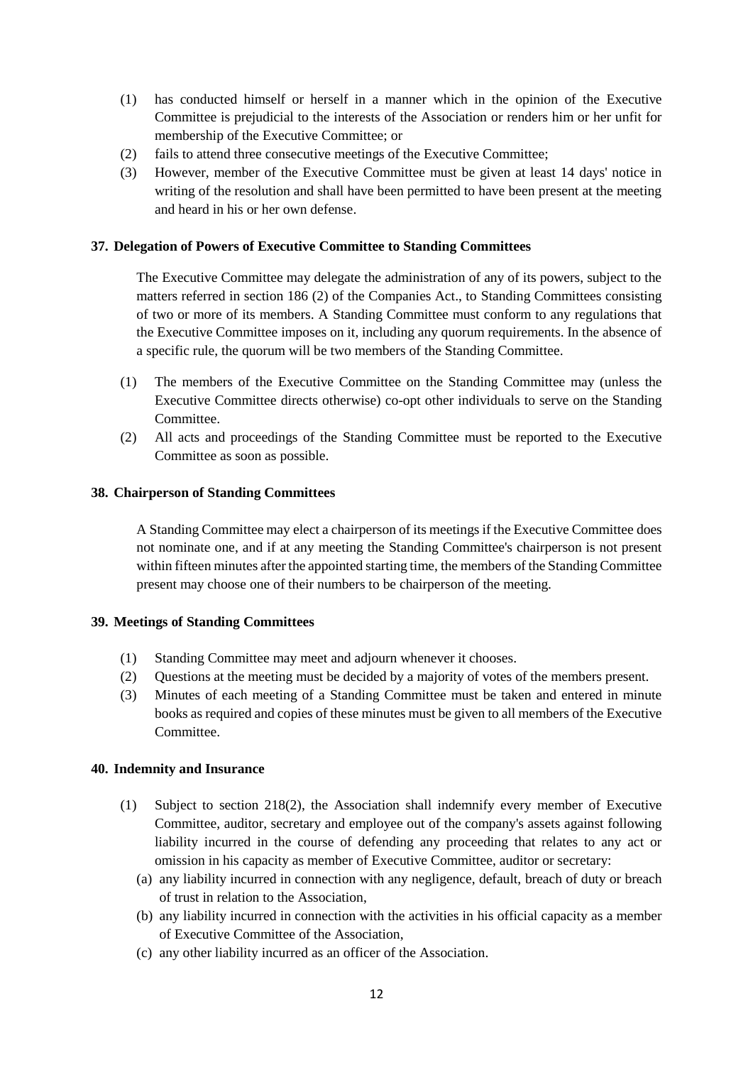(1) has conducted himself or herself in a manner which in the opinion of the Executive Committee is prejudicial to the interests of the Association or renders him or her unfit for membership of the Executive Committee; or
(2) fails to attend three consecutive meetings of the Executive Committee;
(3) However, member of the Executive Committee must be given at least 14 days' notice in writing of the resolution and shall have been permitted to have been present at the meeting and heard in his or her own defense.

### 37. Delegation of Powers of Executive Committee to Standing Committees

The Executive Committee may delegate the administration of any of its powers, subject to the matters referred in section 186 (2) of the Companies Act., to Standing Committees consisting of two or more of its members. A Standing Committee must conform to any regulations that the Executive Committee imposes on it, including any quorum requirements. In the absence of a specific rule, the quorum will be two members of the Standing Committee.

(1) The members of the Executive Committee on the Standing Committee may (unless the Executive Committee directs otherwise) co-opt other individuals to serve on the Standing Committee.
(2) All acts and proceedings of the Standing Committee must be reported to the Executive Committee as soon as possible.

### 38. Chairperson of Standing Committees

A Standing Committee may elect a chairperson of its meetings if the Executive Committee does not nominate one, and if at any meeting the Standing Committee's chairperson is not present within fifteen minutes after the appointed starting time, the members of the Standing Committee present may choose one of their numbers to be chairperson of the meeting.

### 39. Meetings of Standing Committees

(1) Standing Committee may meet and adjourn whenever it chooses.
(2) Questions at the meeting must be decided by a majority of votes of the members present.
(3) Minutes of each meeting of a Standing Committee must be taken and entered in minute books as required and copies of these minutes must be given to all members of the Executive Committee.

### 40. Indemnity and Insurance

(1) Subject to section 218(2), the Association shall indemnify every member of Executive Committee, auditor, secretary and employee out of the company's assets against following liability incurred in the course of defending any proceeding that relates to any act or omission in his capacity as member of Executive Committee, auditor or secretary:
   (a) any liability incurred in connection with any negligence, default, breach of duty or breach of trust in relation to the Association,
   (b) any liability incurred in connection with the activities in his official capacity as a member of Executive Committee of the Association,
   (c) any other liability incurred as an officer of the Association.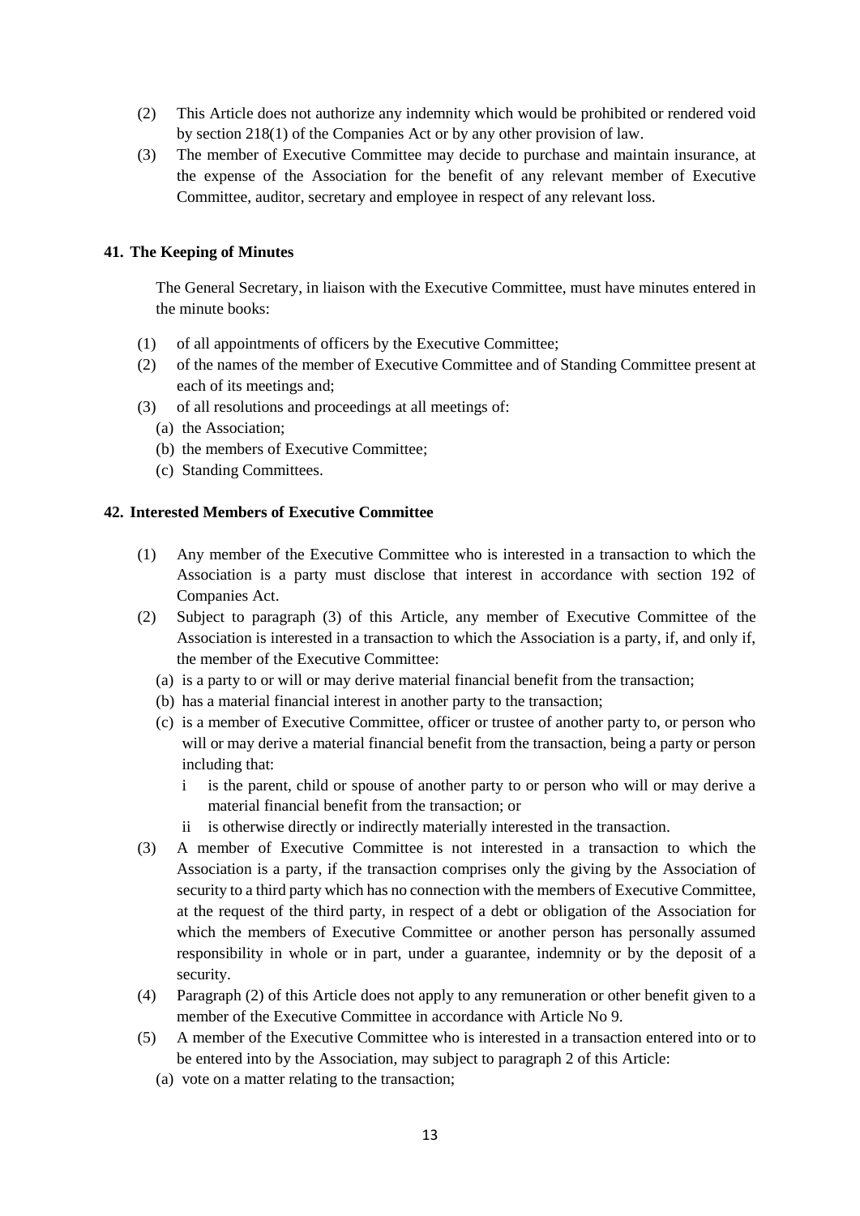(2) This Article does not authorize any indemnity which would be prohibited or rendered void by section 218(1) of the Companies Act or by any other provision of law.

(3) The member of Executive Committee may decide to purchase and maintain insurance, at the expense of the Association for the benefit of any relevant member of Executive Committee, auditor, secretary and employee in respect of any relevant loss.

**41. The Keeping of Minutes**

The General Secretary, in liaison with the Executive Committee, must have minutes entered in the minute books:

(1) of all appointments of officers by the Executive Committee;

(2) of the names of the member of Executive Committee and of Standing Committee present at each of its meetings and;

(3) of all resolutions and proceedings at all meetings of:

  (a) the Association;

  (b) the members of Executive Committee;

  (c) Standing Committees.

**42. Interested Members of Executive Committee**

(1) Any member of the Executive Committee who is interested in a transaction to which the Association is a party must disclose that interest in accordance with section 192 of Companies Act.

(2) Subject to paragraph (3) of this Article, any member of Executive Committee of the Association is interested in a transaction to which the Association is a party, if, and only if, the member of the Executive Committee:

  (a) is a party to or will or may derive material financial benefit from the transaction;

  (b) has a material financial interest in another party to the transaction;

  (c) is a member of Executive Committee, officer or trustee of another party to, or person who will or may derive a material financial benefit from the transaction, being a party or person including that:

    i is the parent, child or spouse of another party to or person who will or may derive a material financial benefit from the transaction; or

    ii is otherwise directly or indirectly materially interested in the transaction.

(3) A member of Executive Committee is not interested in a transaction to which the Association is a party, if the transaction comprises only the giving by the Association of security to a third party which has no connection with the members of Executive Committee, at the request of the third party, in respect of a debt or obligation of the Association for which the members of Executive Committee or another person has personally assumed responsibility in whole or in part, under a guarantee, indemnity or by the deposit of a security.

(4) Paragraph (2) of this Article does not apply to any remuneration or other benefit given to a member of the Executive Committee in accordance with Article No 9.

(5) A member of the Executive Committee who is interested in a transaction entered into or to be entered into by the Association, may subject to paragraph 2 of this Article:

  (a) vote on a matter relating to the transaction;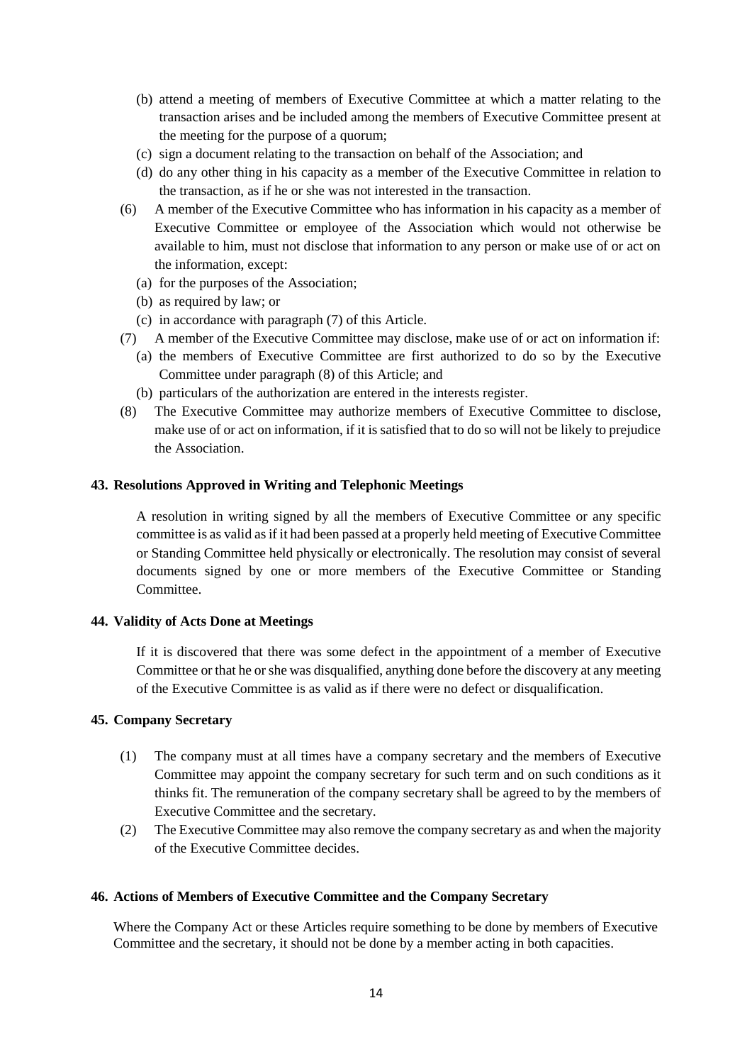(b) attend a meeting of members of Executive Committee at which a matter relating to the transaction arises and be included among the members of Executive Committee present at the meeting for the purpose of a quorum;

(c) sign a document relating to the transaction on behalf of the Association; and

(d) do any other thing in his capacity as a member of the Executive Committee in relation to the transaction, as if he or she was not interested in the transaction.

(6) A member of the Executive Committee who has information in his capacity as a member of Executive Committee or employee of the Association which would not otherwise be available to him, must not disclose that information to any person or make use of or act on the information, except:

(a) for the purposes of the Association;

(b) as required by law; or

(c) in accordance with paragraph (7) of this Article.

(7) A member of the Executive Committee may disclose, make use of or act on information if:

(a) the members of Executive Committee are first authorized to do so by the Executive Committee under paragraph (8) of this Article; and

(b) particulars of the authorization are entered in the interests register.

(8) The Executive Committee may authorize members of Executive Committee to disclose, make use of or act on information, if it is satisfied that to do so will not be likely to prejudice the Association.

**43. Resolutions Approved in Writing and Telephonic Meetings**

A resolution in writing signed by all the members of Executive Committee or any specific committee is as valid as if it had been passed at a properly held meeting of Executive Committee or Standing Committee held physically or electronically. The resolution may consist of several documents signed by one or more members of the Executive Committee or Standing Committee.

**44. Validity of Acts Done at Meetings**

If it is discovered that there was some defect in the appointment of a member of Executive Committee or that he or she was disqualified, anything done before the discovery at any meeting of the Executive Committee is as valid as if there were no defect or disqualification.

**45. Company Secretary**

(1) The company must at all times have a company secretary and the members of Executive Committee may appoint the company secretary for such term and on such conditions as it thinks fit. The remuneration of the company secretary shall be agreed to by the members of Executive Committee and the secretary.

(2) The Executive Committee may also remove the company secretary as and when the majority of the Executive Committee decides.

**46. Actions of Members of Executive Committee and the Company Secretary**

Where the Company Act or these Articles require something to be done by members of Executive Committee and the secretary, it should not be done by a member acting in both capacities.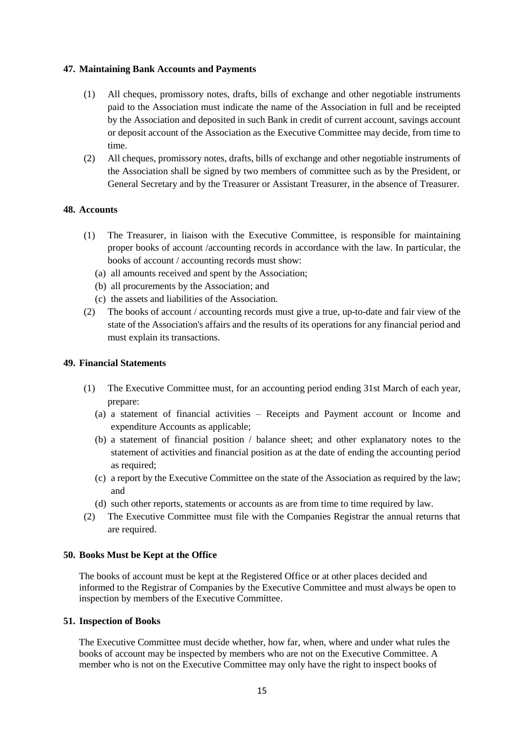## 47. Maintaining Bank Accounts and Payments

(1) All cheques, promissory notes, drafts, bills of exchange and other negotiable instruments paid to the Association must indicate the name of the Association in full and be receipted by the Association and deposited in such Bank in credit of current account, savings account or deposit account of the Association as the Executive Committee may decide, from time to time.

(2) All cheques, promissory notes, drafts, bills of exchange and other negotiable instruments of the Association shall be signed by two members of committee such as by the President, or General Secretary and by the Treasurer or Assistant Treasurer, in the absence of Treasurer.

## 48. Accounts

(1) The Treasurer, in liaison with the Executive Committee, is responsible for maintaining proper books of account /accounting records in accordance with the law. In particular, the books of account / accounting records must show:

  (a) all amounts received and spent by the Association;
  (b) all procurements by the Association; and
  (c) the assets and liabilities of the Association.

(2) The books of account / accounting records must give a true, up-to-date and fair view of the state of the Association's affairs and the results of its operations for any financial period and must explain its transactions.

## 49. Financial Statements

(1) The Executive Committee must, for an accounting period ending 31st March of each year, prepare:

  (a) a statement of financial activities – Receipts and Payment account or Income and expenditure Accounts as applicable;
  (b) a statement of financial position / balance sheet; and other explanatory notes to the statement of activities and financial position as at the date of ending the accounting period as required;
  (c) a report by the Executive Committee on the state of the Association as required by the law; and
  (d) such other reports, statements or accounts as are from time to time required by law.

(2) The Executive Committee must file with the Companies Registrar the annual returns that are required.

## 50. Books Must be Kept at the Office

The books of account must be kept at the Registered Office or at other places decided and informed to the Registrar of Companies by the Executive Committee and must always be open to inspection by members of the Executive Committee.

## 51. Inspection of Books

The Executive Committee must decide whether, how far, when, where and under what rules the books of account may be inspected by members who are not on the Executive Committee. A member who is not on the Executive Committee may only have the right to inspect books of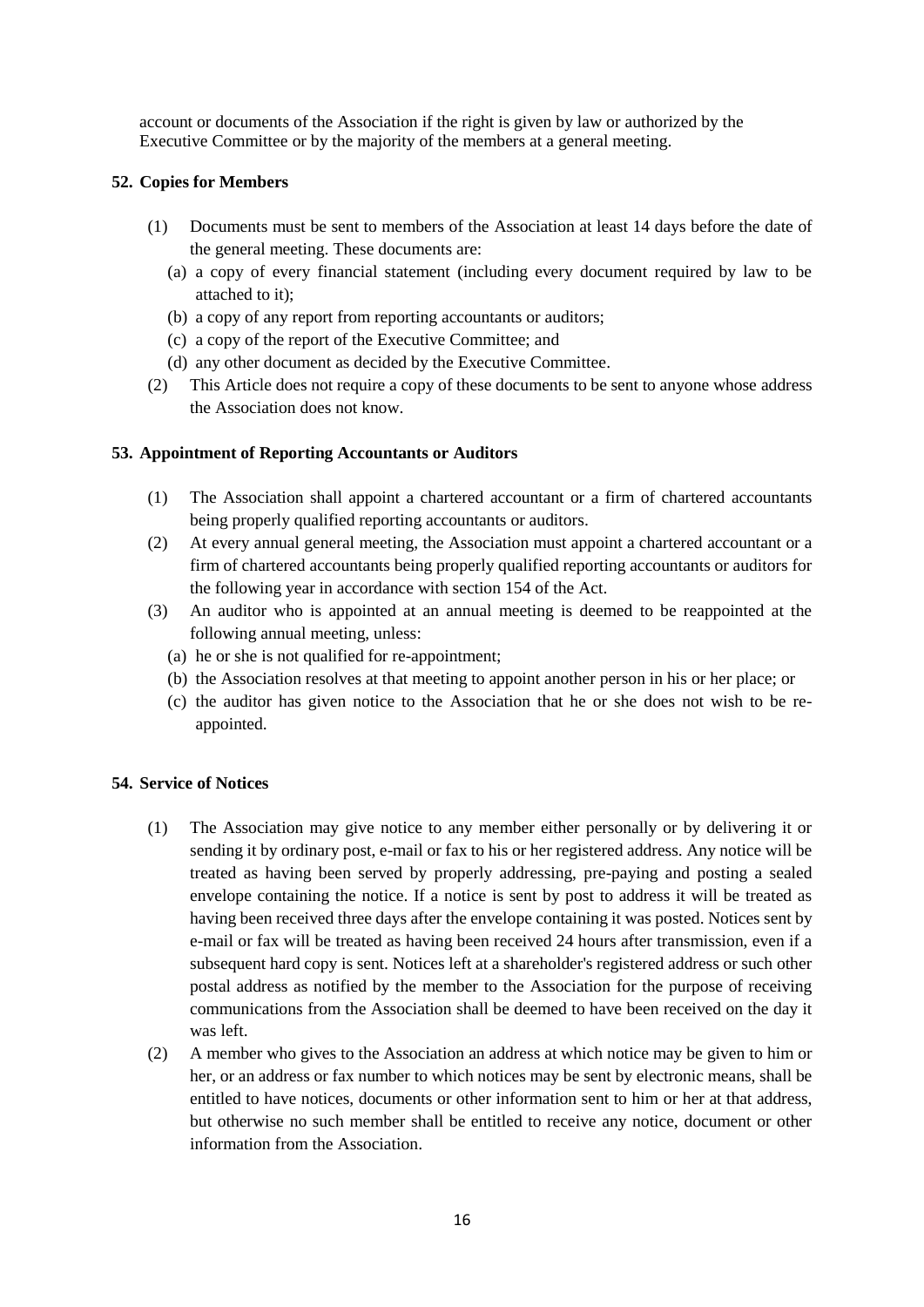account or documents of the Association if the right is given by law or authorized by the Executive Committee or by the majority of the members at a general meeting.

### 52. Copies for Members

(1) Documents must be sent to members of the Association at least 14 days before the date of the general meeting. These documents are:

(a) a copy of every financial statement (including every document required by law to be attached to it);

(b) a copy of any report from reporting accountants or auditors;

(c) a copy of the report of the Executive Committee; and

(d) any other document as decided by the Executive Committee.

(2) This Article does not require a copy of these documents to be sent to anyone whose address the Association does not know.

### 53. Appointment of Reporting Accountants or Auditors

(1) The Association shall appoint a chartered accountant or a firm of chartered accountants being properly qualified reporting accountants or auditors.

(2) At every annual general meeting, the Association must appoint a chartered accountant or a firm of chartered accountants being properly qualified reporting accountants or auditors for the following year in accordance with section 154 of the Act.

(3) An auditor who is appointed at an annual meeting is deemed to be reappointed at the following annual meeting, unless:

(a) he or she is not qualified for re-appointment;

(b) the Association resolves at that meeting to appoint another person in his or her place; or

(c) the auditor has given notice to the Association that he or she does not wish to be re-appointed.

### 54. Service of Notices

(1) The Association may give notice to any member either personally or by delivering it or sending it by ordinary post, e-mail or fax to his or her registered address. Any notice will be treated as having been served by properly addressing, pre-paying and posting a sealed envelope containing the notice. If a notice is sent by post to address it will be treated as having been received three days after the envelope containing it was posted. Notices sent by e-mail or fax will be treated as having been received 24 hours after transmission, even if a subsequent hard copy is sent. Notices left at a shareholder's registered address or such other postal address as notified by the member to the Association for the purpose of receiving communications from the Association shall be deemed to have been received on the day it was left.

(2) A member who gives to the Association an address at which notice may be given to him or her, or an address or fax number to which notices may be sent by electronic means, shall be entitled to have notices, documents or other information sent to him or her at that address, but otherwise no such member shall be entitled to receive any notice, document or other information from the Association.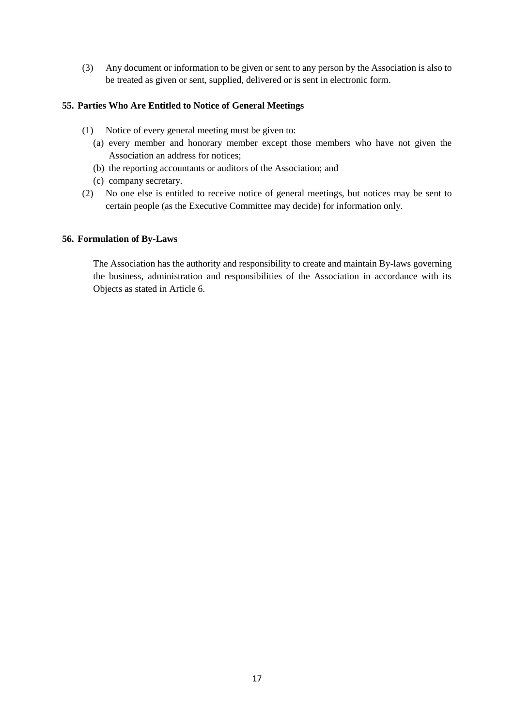(3) Any document or information to be given or sent to any person by the Association is also to be treated as given or sent, supplied, delivered or is sent in electronic form.

## 55. Parties Who Are Entitled to Notice of General Meetings

(1) Notice of every general meeting must be given to:

(a) every member and honorary member except those members who have not given the Association an address for notices;

(b) the reporting accountants or auditors of the Association; and

(c) company secretary.

(2) No one else is entitled to receive notice of general meetings, but notices may be sent to certain people (as the Executive Committee may decide) for information only.

## 56. Formulation of By-Laws

The Association has the authority and responsibility to create and maintain By-laws governing the business, administration and responsibilities of the Association in accordance with its Objects as stated in Article 6.